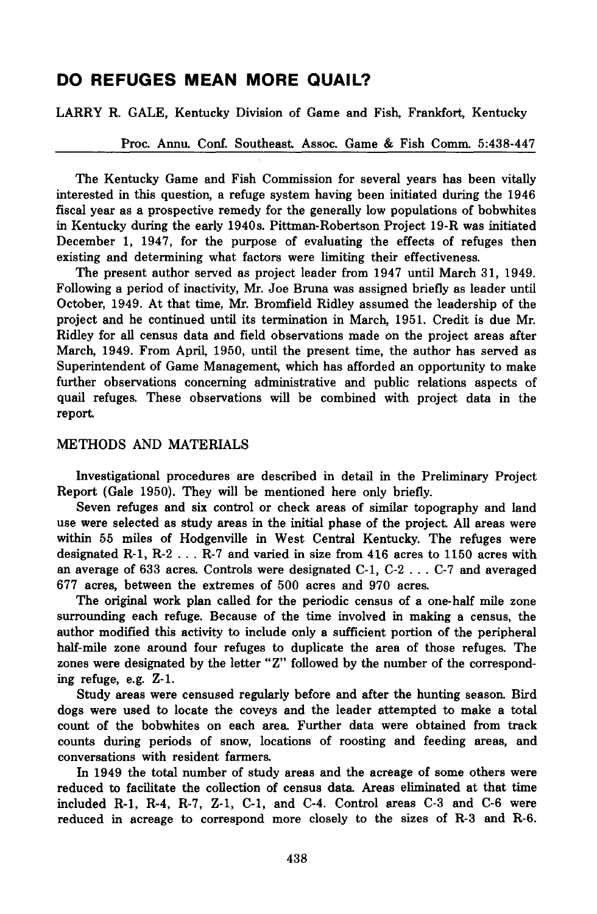# DO REFUGES MEAN MORE QUAIL?

LARRY R. GALE, Kentucky Division of Game and Fish, Frankfort, Kentucky

Proc. Annu. Conf. Southeast. Assoc. Game & Fish Comm. 5:438-447

The Kentucky Game and Fish Commission for several years has been vitally interested in this question, a refuge system having been initiated during the 1946 fiscal year as a prospective remedy for the generally low populations of bobwhites in Kentucky during the early 1940s. Pittman-Robertson Project 19-R was initiated December 1, 1947, for the purpose of evaluating the effects of refuges then existing and determining what factors were limiting their effectiveness.

The present author served as project leader from 1947 until March 31, 1949. Following a period of inactivity, Mr. Joe Bruna was assigned briefly as leader until October, 1949. At that time, Mr. Bromfield Ridley assumed the leadership of the project and he continued until its termination in March, 1951. Credit is due Mr. Ridley for all census data and field observations made on the project areas after March, 1949. From April, 1950, until the present time, the author has served as Superintendent of Game Management, which has afforded an opportunity to make further observations concerning administrative and public relations aspects of quail refuges. These observations will be combined with project data in the report.

## METHODS AND MATERIALS

Investigational procedures are described in detail in the Preliminary Project Report (Gale 1950). They will be mentioned here only briefly.

Seven refuges and six control or check areas of similar topography and land use were selected as study areas in the initial phase of the project. All areas were within 55 miles of Hodgenville in West Central Kentucky. The refuges were designated R-1, R-2 . . . R-7 and varied in size from 416 acres to 1150 acres with an average of 633 acres. Controls were designated C-1, C-2 . . . C-7 and averaged 677 acres, between the extremes of 500 acres and 970 acres.

The original work plan called for the periodic census of a one-half mile zone surrounding each refuge. Because of the time involved in making a census, the author modified this activity to include only a sufficient portion of the peripheral half-mile zone around four refuges to duplicate the area of those refuges. The zones were designated by the letter "Z" followed by the number of the corresponding refuge, e.g. Z-1.

Study areas were censused regularly before and after the hunting season. Bird dogs were used to locate the coveys and the leader attempted to make a total count of the bobwhites on each area. Further data were obtained from track counts during periods of snow, locations of roosting and feeding areas, and conversations with resident farmers.

In 1949 the total number of study areas and the acreage of some others were reduced to facilitate the collection of census data. Areas eliminated at that time included R-1, R-4, R-7, Z-1, C-1, and C-4. Control areas C-3 and C-6 were reduced in acreage to correspond more closely to the sizes of R-3 and R-6.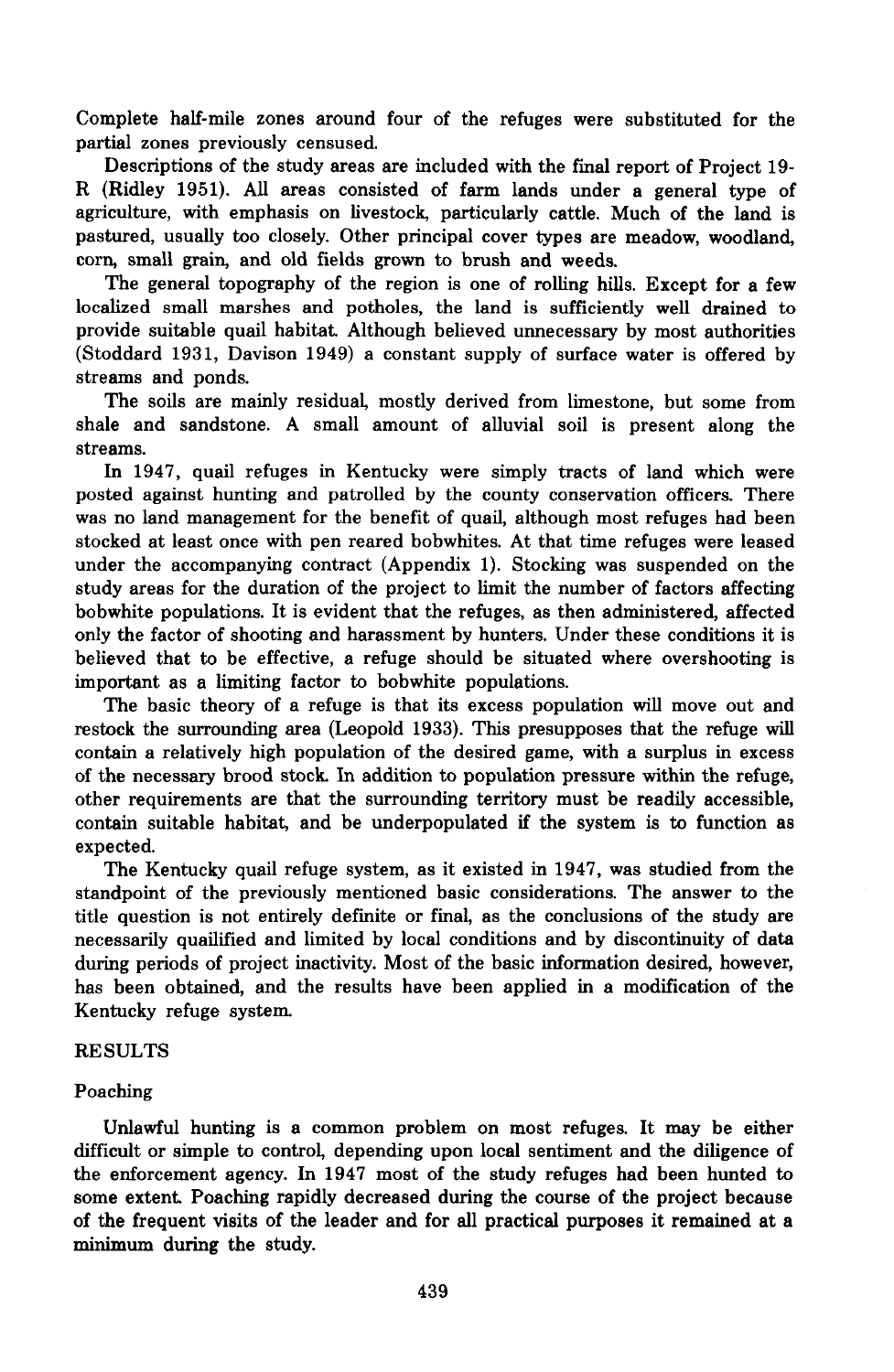Complete half-mile zones around four of the refuges were substituted for the partial zones previously censused.

Descriptions of the study areas are included with the final report of Project 19-R (Ridley 1951). All areas consisted of farm lands under a general type of agriculture, with emphasis on livestock, particularly cattle. Much of the land is pastured, usually too closely. Other principal cover types are meadow, woodland, corn, small grain, and old fields grown to brush and weeds.

The general topography of the region is one of rolling hills. Except for a few localized small marshes and potholes, the land is sufficiently well drained to provide suitable quail habitat. Although believed unnecessary by most authorities (Stoddard 1931, Davison 1949) a constant supply of surface water is offered by streams and ponds.

The soils are mainly residual, mostly derived from limestone, but some from shale and sandstone. A small amount of alluvial soil is present along the streams.

In 1947, quail refuges in Kentucky were simply tracts of land which were posted against hunting and patrolled by the county conservation officers. There was no land management for the benefit of quail, although most refuges had been stocked at least once with pen reared bobwhites. At that time refuges were leased under the accompanying contract (Appendix 1). Stocking was suspended on the study areas for the duration of the project to limit the number of factors affecting bobwhite populations. It is evident that the refuges, as then administered, affected only the factor of shooting and harassment by hunters. Under these conditions it is believed that to be effective, a refuge should be situated where overshooting is important as a limiting factor to bobwhite populations.

The basic theory of a refuge is that its excess population will move out and restock the surrounding area (Leopold 1933). This presupposes that the refuge will contain a relatively high population of the desired game, with a surplus in excess of the necessary brood stock. In addition to population pressure within the refuge, other requirements are that the surrounding territory must be readily accessible, contain suitable habitat, and be underpopulated if the system is to function as expected.

The Kentucky quail refuge system, as it existed in 1947, was studied from the standpoint of the previously mentioned basic considerations. The answer to the title question is not entirely definite or final, as the conclusions of the study are necessarily quailified and limited by local conditions and by discontinuity of data during periods of project inactivity. Most of the basic information desired, however, has been obtained, and the results have been applied in a modification of the Kentucky refuge system.

## RESULTS

### Poaching

Unlawful hunting is a common problem on most refuges. It may be either difficult or simple to control, depending upon local sentiment and the diligence of the enforcement agency. In 1947 most of the study refuges had been hunted to some extent. Poaching rapidly decreased during the course of the project because of the frequent visits of the leader and for all practical purposes it remained at a minimum during the study.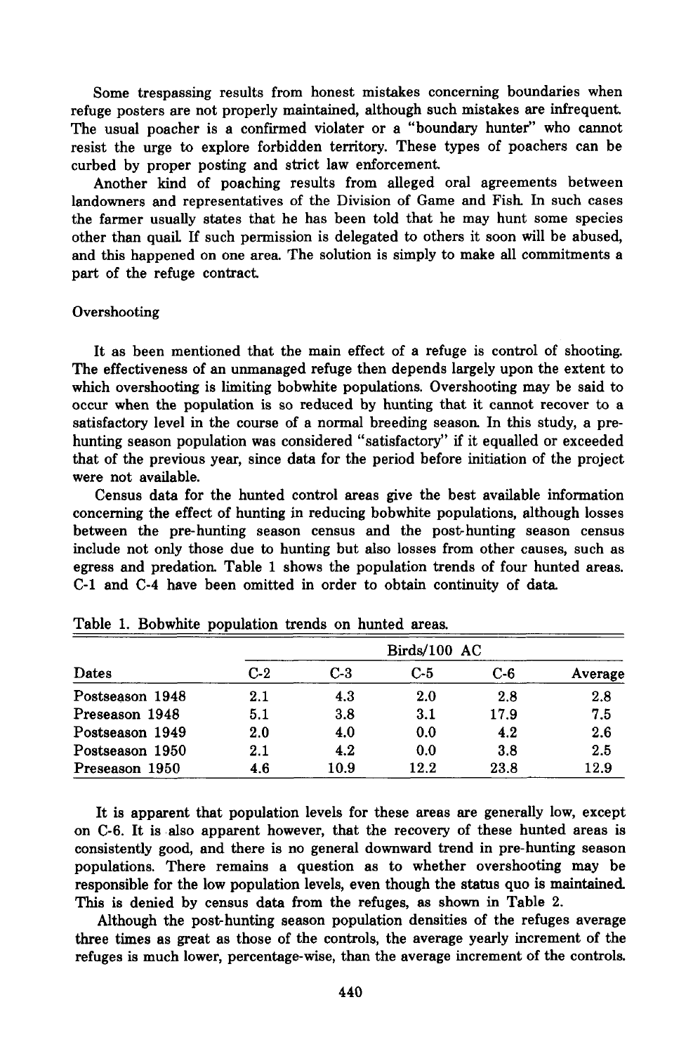Some trespassing results from honest mistakes concerning boundaries when refuge posters are not properly maintained, although such mistakes are infrequent. The usual poacher is a confirmed violater or a "boundary hunter" who cannot resist the urge to explore forbidden territory. These types of poachers can be curbed by proper posting and strict law enforcement.

Another kind of poaching results from alleged oral agreements between landowners and representatives of the Division of Game and Fish. In such cases the farmer usually states that he has been told that he may hunt some species other than quail. If such permission is delegated to others it soon will be abused, and this happened on one area. The solution is simply to make all commitments a part of the refuge contract.

### Overshooting

It as been mentioned that the main effect of a refuge is control of shooting. The effectiveness of an unmanaged refuge then depends largely upon the extent to which overshooting is limiting bobwhite populations. Overshooting may be said to occur when the population is so reduced by hunting that it cannot recover to a satisfactory level in the course of a normal breeding season. In this study, a pre-hunting season population was considered "satisfactory" if it equalled or exceeded that of the previous year, since data for the period before initiation of the project were not available.

Census data for the hunted control areas give the best available information concerning the effect of hunting in reducing bobwhite populations, although losses between the pre-hunting season census and the post-hunting season census include not only those due to hunting but also losses from other causes, such as egress and predation. Table 1 shows the population trends of four hunted areas. C-1 and C-4 have been omitted in order to obtain continuity of data.

Table 1. Bobwhite population trends on hunted areas.

| Dates | Birds/100 AC | | | | |
|---|---|---|---|---|---|
| | C-2 | C-3 | C-5 | C-6 | Average |
| Postseason 1948 | 2.1 | 4.3 | 2.0 | 2.8 | 2.8 |
| Preseason 1948 | 5.1 | 3.8 | 3.1 | 17.9 | 7.5 |
| Postseason 1949 | 2.0 | 4.0 | 0.0 | 4.2 | 2.6 |
| Postseason 1950 | 2.1 | 4.2 | 0.0 | 3.8 | 2.5 |
| Preseason 1950 | 4.6 | 10.9 | 12.2 | 23.8 | 12.9 |

It is apparent that population levels for these areas are generally low, except on C-6. It is also apparent however, that the recovery of these hunted areas is consistently good, and there is no general downward trend in pre-hunting season populations. There remains a question as to whether overshooting may be responsible for the low population levels, even though the status quo is maintained. This is denied by census data from the refuges, as shown in Table 2.

Although the post-hunting season population densities of the refuges average three times as great as those of the controls, the average yearly increment of the refuges is much lower, percentage-wise, than the average increment of the controls.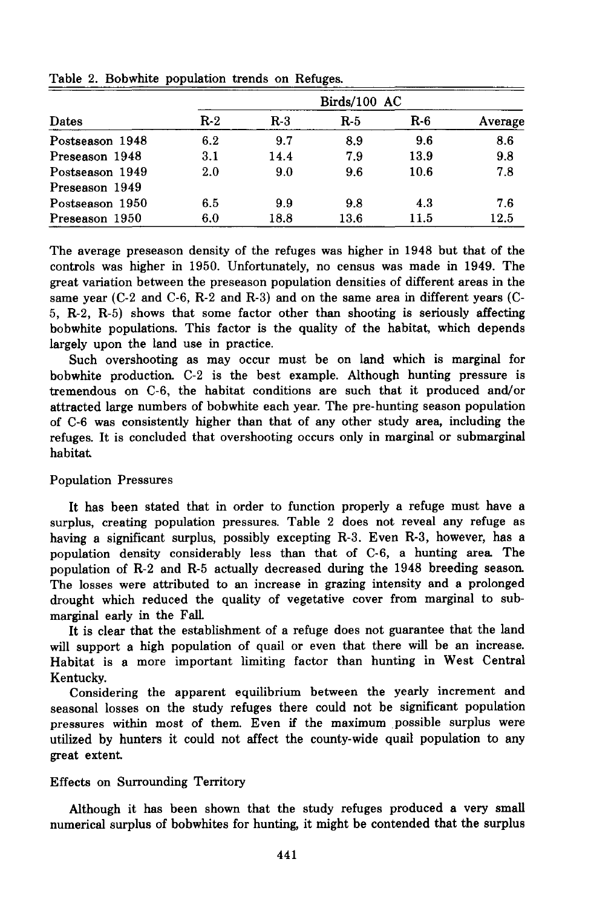Table 2. Bobwhite population trends on Refuges.

| Dates | Birds/100 AC | | | | |
|---|---|---|---|---|---|
| | R-2 | R-3 | R-5 | R-6 | Average |
| Postseason 1948 | 6.2 | 9.7 | 8.9 | 9.6 | 8.6 |
| Preseason 1948 | 3.1 | 14.4 | 7.9 | 13.9 | 9.8 |
| Postseason 1949 | 2.0 | 9.0 | 9.6 | 10.6 | 7.8 |
| Preseason 1949 | | | | | |
| Postseason 1950 | 6.5 | 9.9 | 9.8 | 4.3 | 7.6 |
| Preseason 1950 | 6.0 | 18.8 | 13.6 | 11.5 | 12.5 |

The average preseason density of the refuges was higher in 1948 but that of the controls was higher in 1950. Unfortunately, no census was made in 1949. The great variation between the preseason population densities of different areas in the same year (C-2 and C-6, R-2 and R-3) and on the same area in different years (C-5, R-2, R-5) shows that some factor other than shooting is seriously affecting bobwhite populations. This factor is the quality of the habitat, which depends largely upon the land use in practice.

Such overshooting as may occur must be on land which is marginal for bobwhite production. C-2 is the best example. Although hunting pressure is tremendous on C-6, the habitat conditions are such that it produced and/or attracted large numbers of bobwhite each year. The pre-hunting season population of C-6 was consistently higher than that of any other study area, including the refuges. It is concluded that overshooting occurs only in marginal or submarginal habitat.

Population Pressures

It has been stated that in order to function properly a refuge must have a surplus, creating population pressures. Table 2 does not reveal any refuge as having a significant surplus, possibly excepting R-3. Even R-3, however, has a population density considerably less than that of C-6, a hunting area. The population of R-2 and R-5 actually decreased during the 1948 breeding season. The losses were attributed to an increase in grazing intensity and a prolonged drought which reduced the quality of vegetative cover from marginal to submarginal early in the Fall.

It is clear that the establishment of a refuge does not guarantee that the land will support a high population of quail or even that there will be an increase. Habitat is a more important limiting factor than hunting in West Central Kentucky.

Considering the apparent equilibrium between the yearly increment and seasonal losses on the study refuges there could not be significant population pressures within most of them. Even if the maximum possible surplus were utilized by hunters it could not affect the county-wide quail population to any great extent.

Effects on Surrounding Territory

Although it has been shown that the study refuges produced a very small numerical surplus of bobwhites for hunting, it might be contended that the surplus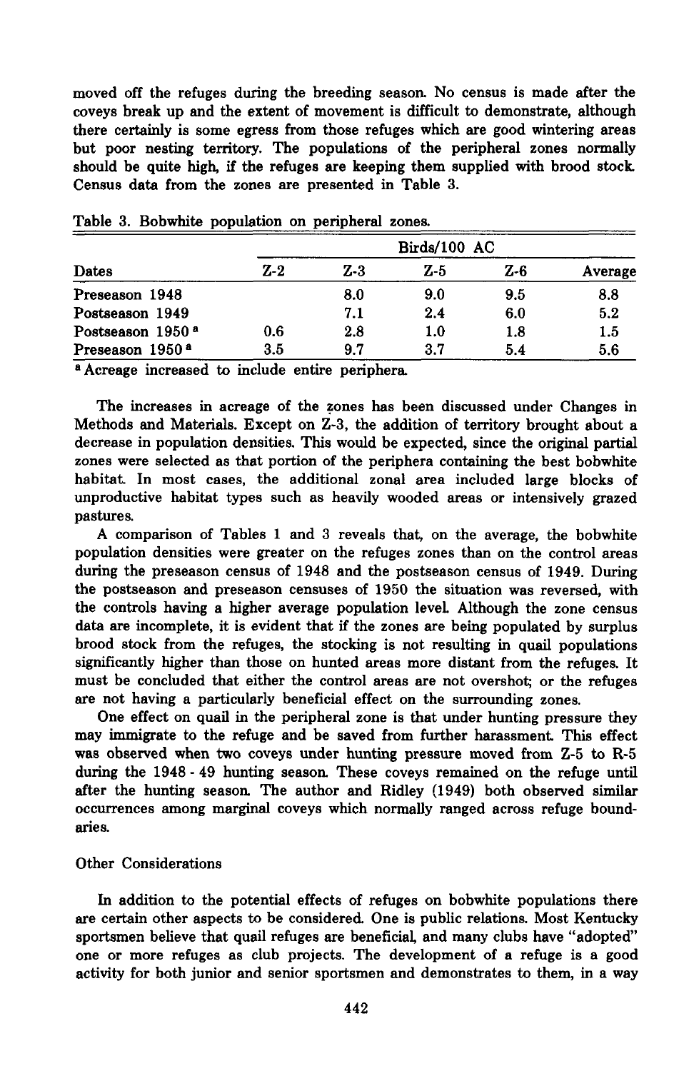moved off the refuges during the breeding season. No census is made after the coveys break up and the extent of movement is difficult to demonstrate, although there certainly is some egress from those refuges which are good wintering areas but poor nesting territory. The populations of the peripheral zones normally should be quite high, if the refuges are keeping them supplied with brood stock. Census data from the zones are presented in Table 3.

Table 3. Bobwhite population on peripheral zones.

| Dates | Birds/100 AC | | | | |
|---|---|---|---|---|---|
| | Z-2 | Z-3 | Z-5 | Z-6 | Average |
| Preseason 1948 | | 8.0 | 9.0 | 9.5 | 8.8 |
| Postseason 1949 | | 7.1 | 2.4 | 6.0 | 5.2 |
| Postseason 1950 [a] | 0.6 | 2.8 | 1.0 | 1.8 | 1.5 |
| Preseason 1950 [a] | 3.5 | 9.7 | 3.7 | 5.4 | 5.6 |

[a] Acreage increased to include entire periphera.

The increases in acreage of the zones has been discussed under Changes in Methods and Materials. Except on Z-3, the addition of territory brought about a decrease in population densities. This would be expected, since the original partial zones were selected as that portion of the periphera containing the best bobwhite habitat. In most cases, the additional zonal area included large blocks of unproductive habitat types such as heavily wooded areas or intensively grazed pastures.

A comparison of Tables 1 and 3 reveals that, on the average, the bobwhite population densities were greater on the refuges zones than on the control areas during the preseason census of 1948 and the postseason census of 1949. During the postseason and preseason censuses of 1950 the situation was reversed, with the controls having a higher average population level. Although the zone census data are incomplete, it is evident that if the zones are being populated by surplus brood stock from the refuges, the stocking is not resulting in quail populations significantly higher than those on hunted areas more distant from the refuges. It must be concluded that either the control areas are not overshot; or the refuges are not having a particularly beneficial effect on the surrounding zones.

One effect on quail in the peripheral zone is that under hunting pressure they may immigrate to the refuge and be saved from further harassment. This effect was observed when two coveys under hunting pressure moved from Z-5 to R-5 during the 1948 - 49 hunting season. These coveys remained on the refuge until after the hunting season. The author and Ridley (1949) both observed similar occurrences among marginal coveys which normally ranged across refuge boundaries.

## Other Considerations

In addition to the potential effects of refuges on bobwhite populations there are certain other aspects to be considered. One is public relations. Most Kentucky sportsmen believe that quail refuges are beneficial, and many clubs have "adopted" one or more refuges as club projects. The development of a refuge is a good activity for both junior and senior sportsmen and demonstrates to them, in a way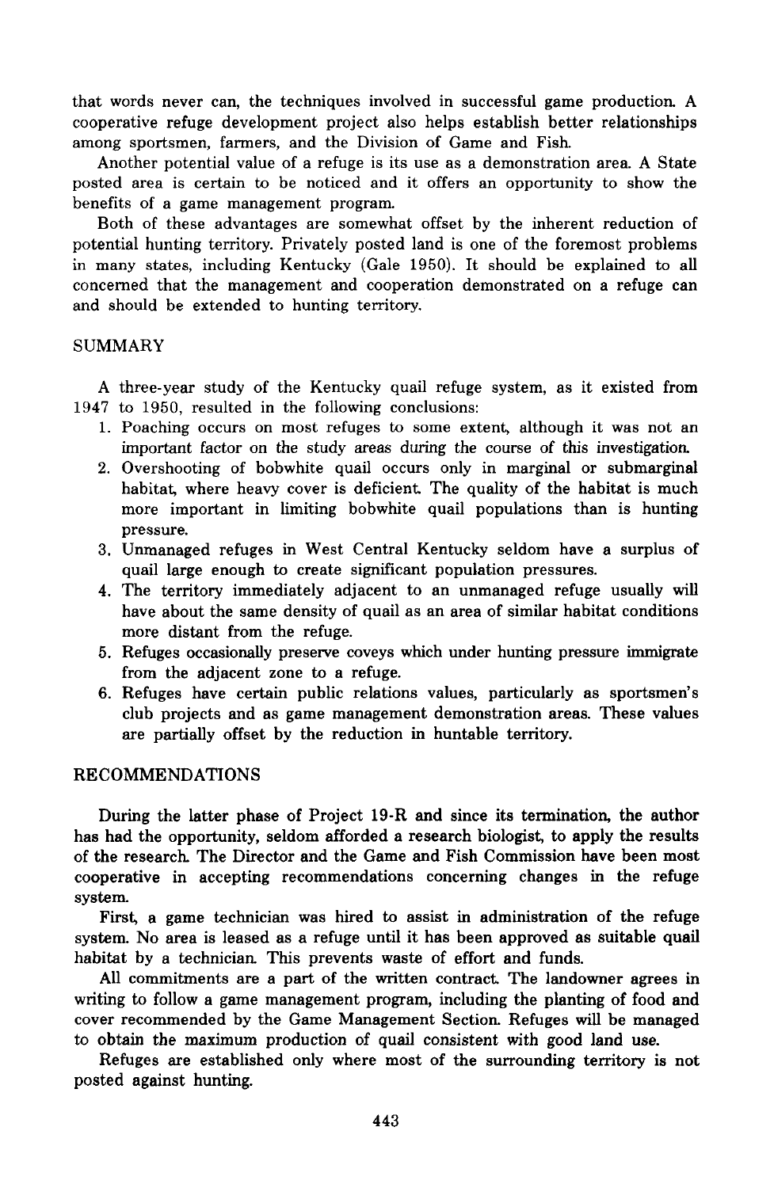that words never can, the techniques involved in successful game production. A cooperative refuge development project also helps establish better relationships among sportsmen, farmers, and the Division of Game and Fish.

Another potential value of a refuge is its use as a demonstration area. A State posted area is certain to be noticed and it offers an opportunity to show the benefits of a game management program.

Both of these advantages are somewhat offset by the inherent reduction of potential hunting territory. Privately posted land is one of the foremost problems in many states, including Kentucky (Gale 1950). It should be explained to all concerned that the management and cooperation demonstrated on a refuge can and should be extended to hunting territory.

## SUMMARY

A three-year study of the Kentucky quail refuge system, as it existed from 1947 to 1950, resulted in the following conclusions:

1. Poaching occurs on most refuges to some extent, although it was not an important factor on the study areas during the course of this investigation.
2. Overshooting of bobwhite quail occurs only in marginal or submarginal habitat, where heavy cover is deficient. The quality of the habitat is much more important in limiting bobwhite quail populations than is hunting pressure.
3. Unmanaged refuges in West Central Kentucky seldom have a surplus of quail large enough to create significant population pressures.
4. The territory immediately adjacent to an unmanaged refuge usually will have about the same density of quail as an area of similar habitat conditions more distant from the refuge.
5. Refuges occasionally preserve coveys which under hunting pressure immigrate from the adjacent zone to a refuge.
6. Refuges have certain public relations values, particularly as sportsmen's club projects and as game management demonstration areas. These values are partially offset by the reduction in huntable territory.

## RECOMMENDATIONS

During the latter phase of Project 19-R and since its termination, the author has had the opportunity, seldom afforded a research biologist, to apply the results of the research. The Director and the Game and Fish Commission have been most cooperative in accepting recommendations concerning changes in the refuge system.

First, a game technician was hired to assist in administration of the refuge system. No area is leased as a refuge until it has been approved as suitable quail habitat by a technician. This prevents waste of effort and funds.

All commitments are a part of the written contract. The landowner agrees in writing to follow a game management program, including the planting of food and cover recommended by the Game Management Section. Refuges will be managed to obtain the maximum production of quail consistent with good land use.

Refuges are established only where most of the surrounding territory is not posted against hunting.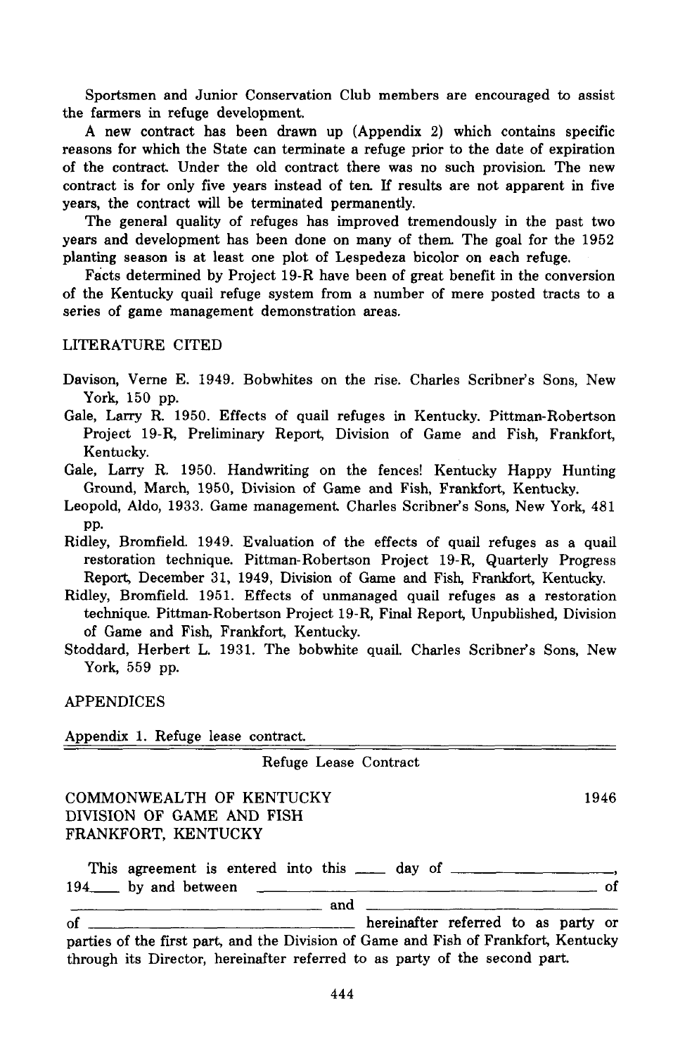Sportsmen and Junior Conservation Club members are encouraged to assist the farmers in refuge development.

A new contract has been drawn up (Appendix 2) which contains specific reasons for which the State can terminate a refuge prior to the date of expiration of the contract. Under the old contract there was no such provision. The new contract is for only five years instead of ten. If results are not apparent in five years, the contract will be terminated permanently.

The general quality of refuges has improved tremendously in the past two years and development has been done on many of them. The goal for the 1952 planting season is at least one plot of Lespedeza bicolor on each refuge.

Facts determined by Project 19-R have been of great benefit in the conversion of the Kentucky quail refuge system from a number of mere posted tracts to a series of game management demonstration areas.

## LITERATURE CITED

Davison, Verne E. 1949. Bobwhites on the rise. Charles Scribner's Sons, New York, 150 pp.

Gale, Larry R. 1950. Effects of quail refuges in Kentucky. Pittman-Robertson Project 19-R, Preliminary Report, Division of Game and Fish, Frankfort, Kentucky.

Gale, Larry R. 1950. Handwriting on the fences! Kentucky Happy Hunting Ground, March, 1950, Division of Game and Fish, Frankfort, Kentucky.

Leopold, Aldo, 1933. Game management. Charles Scribner's Sons, New York, 481 pp.

Ridley, Bromfield. 1949. Evaluation of the effects of quail refuges as a quail restoration technique. Pittman-Robertson Project 19-R, Quarterly Progress Report, December 31, 1949, Division of Game and Fish, Frankfort, Kentucky.

Ridley, Bromfield. 1951. Effects of unmanaged quail refuges as a restoration technique. Pittman-Robertson Project 19-R, Final Report, Unpublished, Division of Game and Fish, Frankfort, Kentucky.

Stoddard, Herbert L. 1931. The bobwhite quail. Charles Scribner's Sons, New York, 559 pp.

## APPENDICES

Appendix 1. Refuge lease contract.

Refuge Lease Contract

COMMONWEALTH OF KENTUCKY 1946
DIVISION OF GAME AND FISH
FRANKFORT, KENTUCKY

This agreement is entered into this ____ day of ____________________, 194____ by and between ________________________________________ of ______________________________ and ______________________________ of ______________________________ hereinafter referred to as party or parties of the first part, and the Division of Game and Fish of Frankfort, Kentucky through its Director, hereinafter referred to as party of the second part.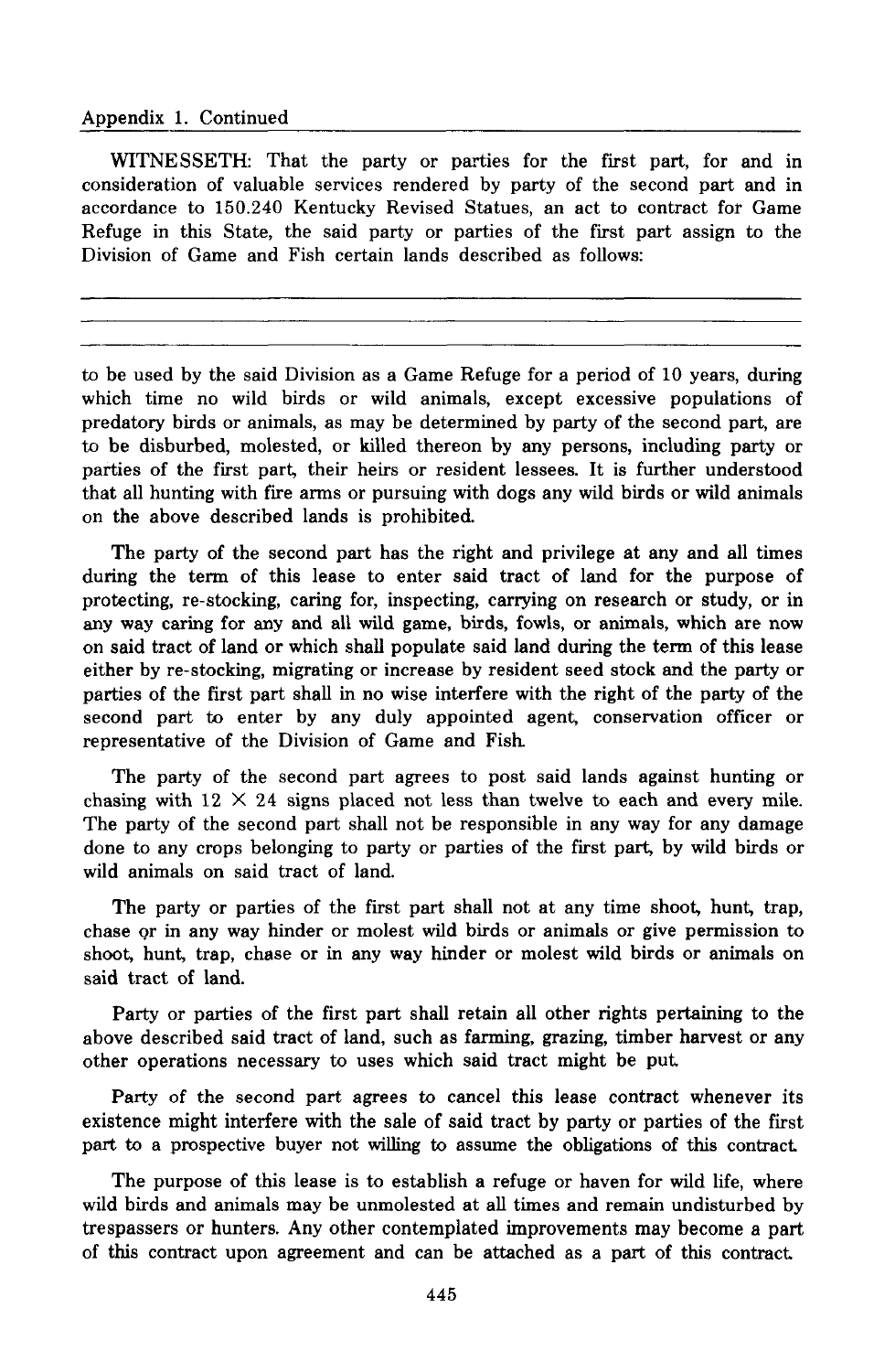Appendix 1. Continued

WITNESSETH: That the party or parties for the first part, for and in consideration of valuable services rendered by party of the second part and in accordance to 150.240 Kentucky Revised Statues, an act to contract for Game Refuge in this State, the said party or parties of the first part assign to the Division of Game and Fish certain lands described as follows:

---

---

---

to be used by the said Division as a Game Refuge for a period of 10 years, during which time no wild birds or wild animals, except excessive populations of predatory birds or animals, as may be determined by party of the second part, are to be disburbed, molested, or killed thereon by any persons, including party or parties of the first part, their heirs or resident lessees. It is further understood that all hunting with fire arms or pursuing with dogs any wild birds or wild animals on the above described lands is prohibited.

The party of the second part has the right and privilege at any and all times during the term of this lease to enter said tract of land for the purpose of protecting, re-stocking, caring for, inspecting, carrying on research or study, or in any way caring for any and all wild game, birds, fowls, or animals, which are now on said tract of land or which shall populate said land during the term of this lease either by re-stocking, migrating or increase by resident seed stock and the party or parties of the first part shall in no wise interfere with the right of the party of the second part to enter by any duly appointed agent, conservation officer or representative of the Division of Game and Fish.

The party of the second part agrees to post said lands against hunting or chasing with 12 × 24 signs placed not less than twelve to each and every mile. The party of the second part shall not be responsible in any way for any damage done to any crops belonging to party or parties of the first part, by wild birds or wild animals on said tract of land.

The party or parties of the first part shall not at any time shoot, hunt, trap, chase or in any way hinder or molest wild birds or animals or give permission to shoot, hunt, trap, chase or in any way hinder or molest wild birds or animals on said tract of land.

Party or parties of the first part shall retain all other rights pertaining to the above described said tract of land, such as farming, grazing, timber harvest or any other operations necessary to uses which said tract might be put.

Party of the second part agrees to cancel this lease contract whenever its existence might interfere with the sale of said tract by party or parties of the first part to a prospective buyer not willing to assume the obligations of this contract.

The purpose of this lease is to establish a refuge or haven for wild life, where wild birds and animals may be unmolested at all times and remain undisturbed by trespassers or hunters. Any other contemplated improvements may become a part of this contract upon agreement and can be attached as a part of this contract.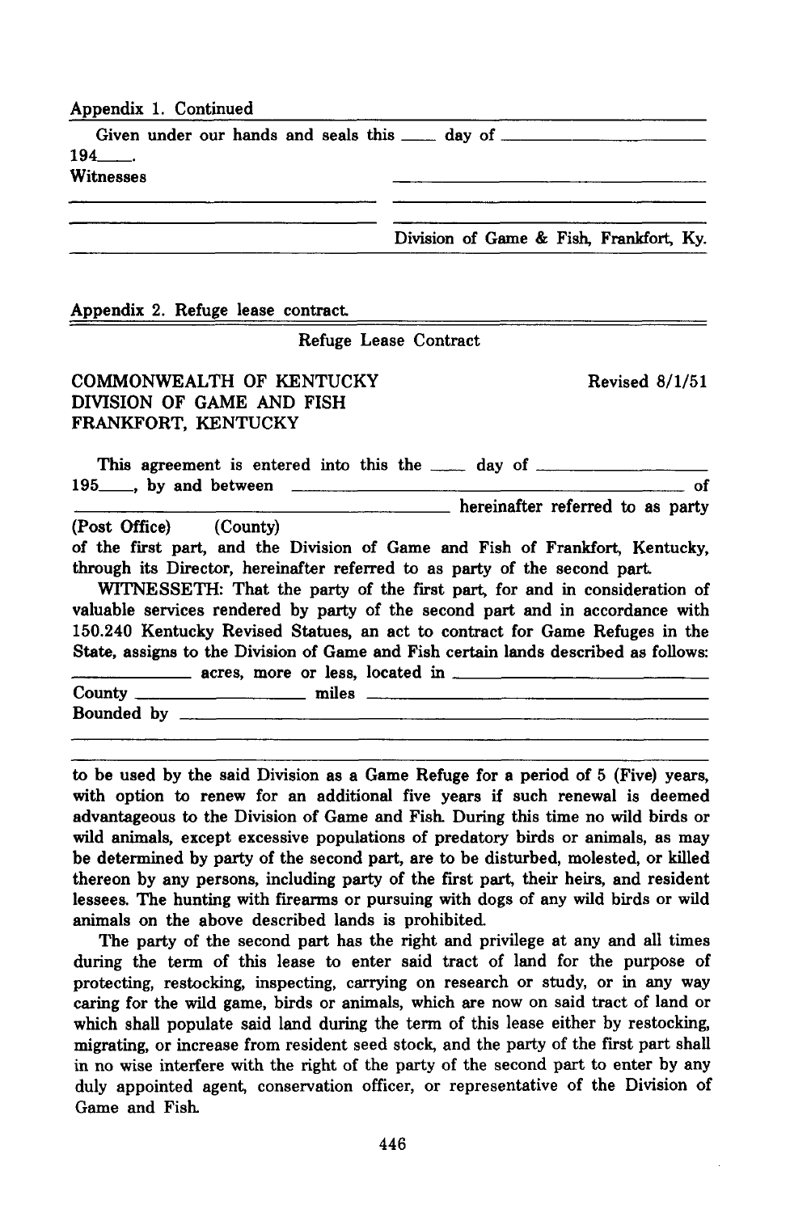Appendix 1. Continued

Given under our hands and seals this \_\_\_\_ day of \_\_\_\_\_\_\_\_\_\_\_\_\_\_\_\_\_\_\_\_
194\_\_\_\_.

Witnesses

\_\_\_\_\_\_\_\_\_\_\_\_\_\_\_\_\_\_\_\_\_\_\_\_\_\_\_\_\_\_ \_\_\_\_\_\_\_\_\_\_\_\_\_\_\_\_\_\_\_\_\_\_\_\_\_\_\_\_\_\_

\_\_\_\_\_\_\_\_\_\_\_\_\_\_\_\_\_\_\_\_\_\_\_\_\_\_\_\_\_\_ \_\_\_\_\_\_\_\_\_\_\_\_\_\_\_\_\_\_\_\_\_\_\_\_\_\_\_\_\_\_

Division of Game & Fish, Frankfort, Ky.

Appendix 2. Refuge lease contract.

## Refuge Lease Contract

COMMONWEALTH OF KENTUCKY
DIVISION OF GAME AND FISH
FRANKFORT, KENTUCKY

Revised 8/1/51

This agreement is entered into this the \_\_\_\_ day of \_\_\_\_\_\_\_\_\_\_\_\_\_\_\_\_\_\_\_\_
195\_\_\_\_, by and between \_\_\_\_\_\_\_\_\_\_\_\_\_\_\_\_\_\_\_\_\_\_\_\_\_\_\_\_\_\_\_\_\_\_\_\_\_\_\_\_ of
\_\_\_\_\_\_\_\_\_\_\_\_\_\_\_\_\_\_\_\_\_\_\_\_\_\_\_\_\_\_\_\_\_\_\_\_\_\_\_\_ hereinafter referred to as party
(Post Office) (County)
of the first part, and the Division of Game and Fish of Frankfort, Kentucky, through its Director, hereinafter referred to as party of the second part.

WITNESSETH: That the party of the first part, for and in consideration of valuable services rendered by party of the second part and in accordance with 150.240 Kentucky Revised Statues, an act to contract for Game Refuges in the State, assigns to the Division of Game and Fish certain lands described as follows:
\_\_\_\_\_\_\_\_\_\_\_\_\_\_\_\_ acres, more or less, located in \_\_\_\_\_\_\_\_\_\_\_\_\_\_\_\_\_\_\_\_\_\_\_\_\_\_\_\_\_\_
County \_\_\_\_\_\_\_\_\_\_\_\_\_\_\_\_\_\_\_\_\_\_\_\_ miles \_\_\_\_\_\_\_\_\_\_\_\_\_\_\_\_\_\_\_\_\_\_\_\_\_\_\_\_\_\_\_\_\_\_\_\_\_\_
Bounded by \_\_\_\_\_\_\_\_\_\_\_\_\_\_\_\_\_\_\_\_\_\_\_\_\_\_\_\_\_\_\_\_\_\_\_\_\_\_\_\_\_\_\_\_\_\_\_\_\_\_\_\_\_\_\_\_\_\_\_\_\_\_

\_\_\_\_\_\_\_\_\_\_\_\_\_\_\_\_\_\_\_\_\_\_\_\_\_\_\_\_\_\_\_\_\_\_\_\_\_\_\_\_\_\_\_\_\_\_\_\_\_\_\_\_\_\_\_\_\_\_\_\_\_\_\_\_\_\_\_\_\_\_\_\_\_\_\_\_

\_\_\_\_\_\_\_\_\_\_\_\_\_\_\_\_\_\_\_\_\_\_\_\_\_\_\_\_\_\_\_\_\_\_\_\_\_\_\_\_\_\_\_\_\_\_\_\_\_\_\_\_\_\_\_\_\_\_\_\_\_\_\_\_\_\_\_\_\_\_\_\_\_\_\_\_

to be used by the said Division as a Game Refuge for a period of 5 (Five) years, with option to renew for an additional five years if such renewal is deemed advantageous to the Division of Game and Fish. During this time no wild birds or wild animals, except excessive populations of predatory birds or animals, as may be determined by party of the second part, are to be disturbed, molested, or killed thereon by any persons, including party of the first part, their heirs, and resident lessees. The hunting with firearms or pursuing with dogs of any wild birds or wild animals on the above described lands is prohibited.

The party of the second part has the right and privilege at any and all times during the term of this lease to enter said tract of land for the purpose of protecting, restocking, inspecting, carrying on research or study, or in any way caring for the wild game, birds or animals, which are now on said tract of land or which shall populate said land during the term of this lease either by restocking, migrating, or increase from resident seed stock, and the party of the first part shall in no wise interfere with the right of the party of the second part to enter by any duly appointed agent, conservation officer, or representative of the Division of Game and Fish.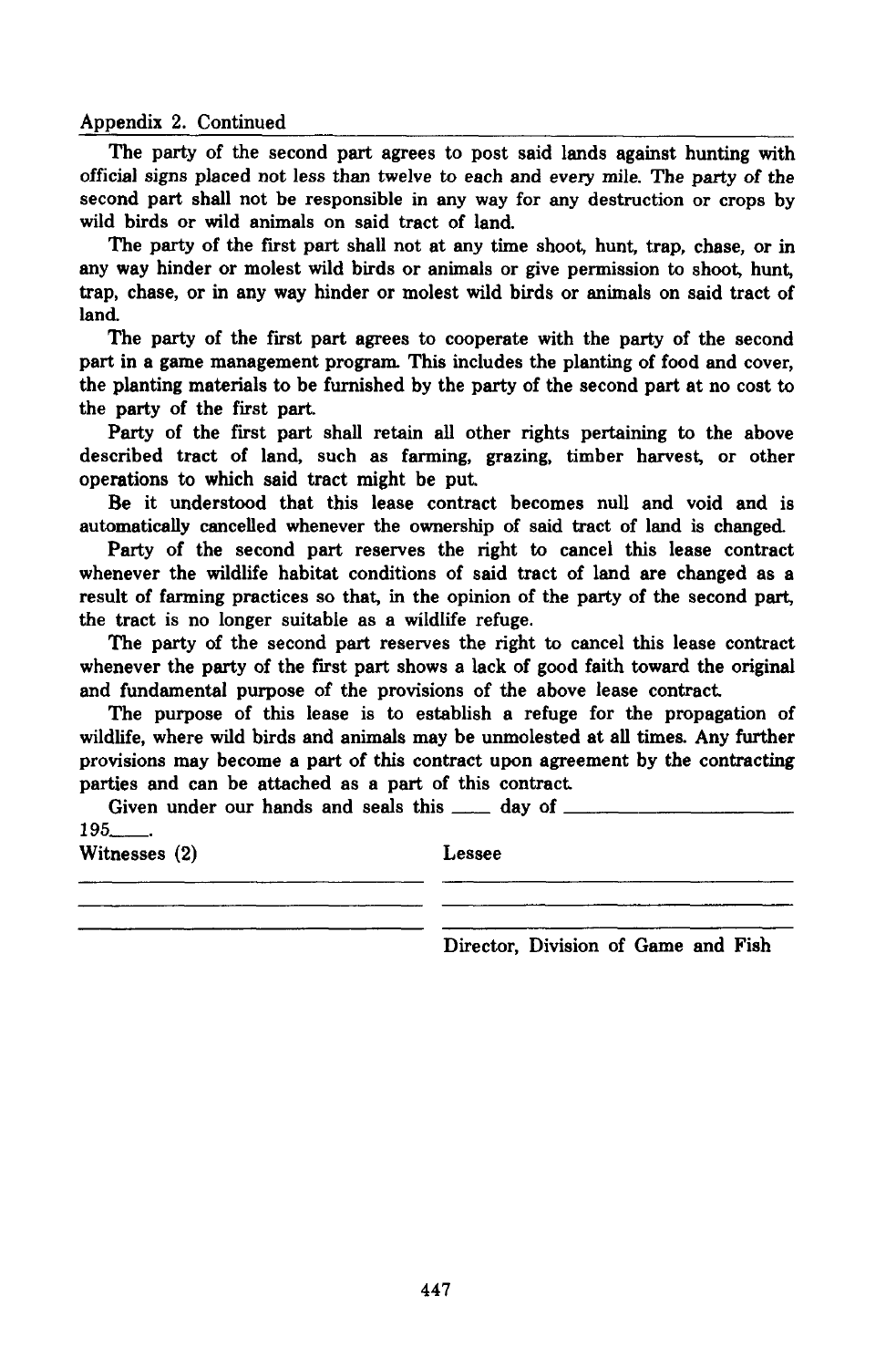Appendix 2. Continued

The party of the second part agrees to post said lands against hunting with official signs placed not less than twelve to each and every mile. The party of the second part shall not be responsible in any way for any destruction or crops by wild birds or wild animals on said tract of land.

The party of the first part shall not at any time shoot, hunt, trap, chase, or in any way hinder or molest wild birds or animals or give permission to shoot, hunt, trap, chase, or in any way hinder or molest wild birds or animals on said tract of land.

The party of the first part agrees to cooperate with the party of the second part in a game management program. This includes the planting of food and cover, the planting materials to be furnished by the party of the second part at no cost to the party of the first part.

Party of the first part shall retain all other rights pertaining to the above described tract of land, such as farming, grazing, timber harvest, or other operations to which said tract might be put.

Be it understood that this lease contract becomes null and void and is automatically cancelled whenever the ownership of said tract of land is changed.

Party of the second part reserves the right to cancel this lease contract whenever the wildlife habitat conditions of said tract of land are changed as a result of farming practices so that, in the opinion of the party of the second part, the tract is no longer suitable as a wildlife refuge.

The party of the second part reserves the right to cancel this lease contract whenever the party of the first part shows a lack of good faith toward the original and fundamental purpose of the provisions of the above lease contract.

The purpose of this lease is to establish a refuge for the propagation of wildlife, where wild birds and animals may be unmolested at all times. Any further provisions may become a part of this contract upon agreement by the contracting parties and can be attached as a part of this contract.

Given under our hands and seals this ____ day of ____________________ 195____.

| Witnesses (2) | Lessee |
|---|---|
| ______________________________ | ______________________________ |
| ______________________________ | ______________________________ |
| ______________________________ | ______________________________ |
| | Director, Division of Game and Fish |